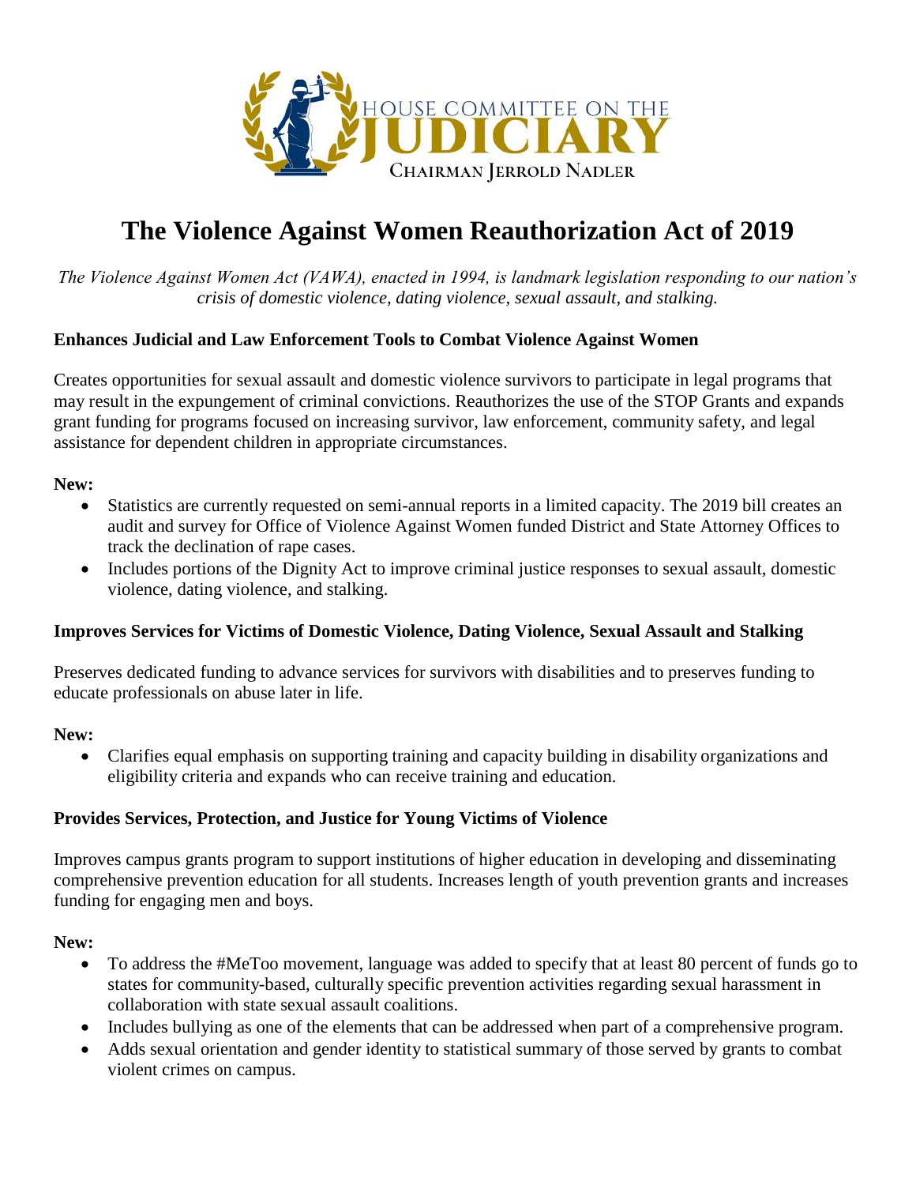HOUSE COMMITTEE ON THE **JUDICIARY**

CHAIRMAN JERROLD NADLER

# The Violence Against Women Reauthorization Act of 2019

*The Violence Against Women Act (VAWA), enacted in 1994, is landmark legislation responding to our nation's crisis of domestic violence, dating violence, sexual assault, and stalking.*

### Enhances Judicial and Law Enforcement Tools to Combat Violence Against Women

Creates opportunities for sexual assault and domestic violence survivors to participate in legal programs that may result in the expungement of criminal convictions. Reauthorizes the use of the STOP Grants and expands grant funding for programs focused on increasing survivor, law enforcement, community safety, and legal assistance for dependent children in appropriate circumstances.

**New:**

- Statistics are currently requested on semi-annual reports in a limited capacity. The 2019 bill creates an audit and survey for Office of Violence Against Women funded District and State Attorney Offices to track the declination of rape cases.
- Includes portions of the Dignity Act to improve criminal justice responses to sexual assault, domestic violence, dating violence, and stalking.

### Improves Services for Victims of Domestic Violence, Dating Violence, Sexual Assault and Stalking

Preserves dedicated funding to advance services for survivors with disabilities and to preserves funding to educate professionals on abuse later in life.

**New:**

- Clarifies equal emphasis on supporting training and capacity building in disability organizations and eligibility criteria and expands who can receive training and education.

### Provides Services, Protection, and Justice for Young Victims of Violence

Improves campus grants program to support institutions of higher education in developing and disseminating comprehensive prevention education for all students. Increases length of youth prevention grants and increases funding for engaging men and boys.

**New:**

- To address the #MeToo movement, language was added to specify that at least 80 percent of funds go to states for community-based, culturally specific prevention activities regarding sexual harassment in collaboration with state sexual assault coalitions.
- Includes bullying as one of the elements that can be addressed when part of a comprehensive program.
- Adds sexual orientation and gender identity to statistical summary of those served by grants to combat violent crimes on campus.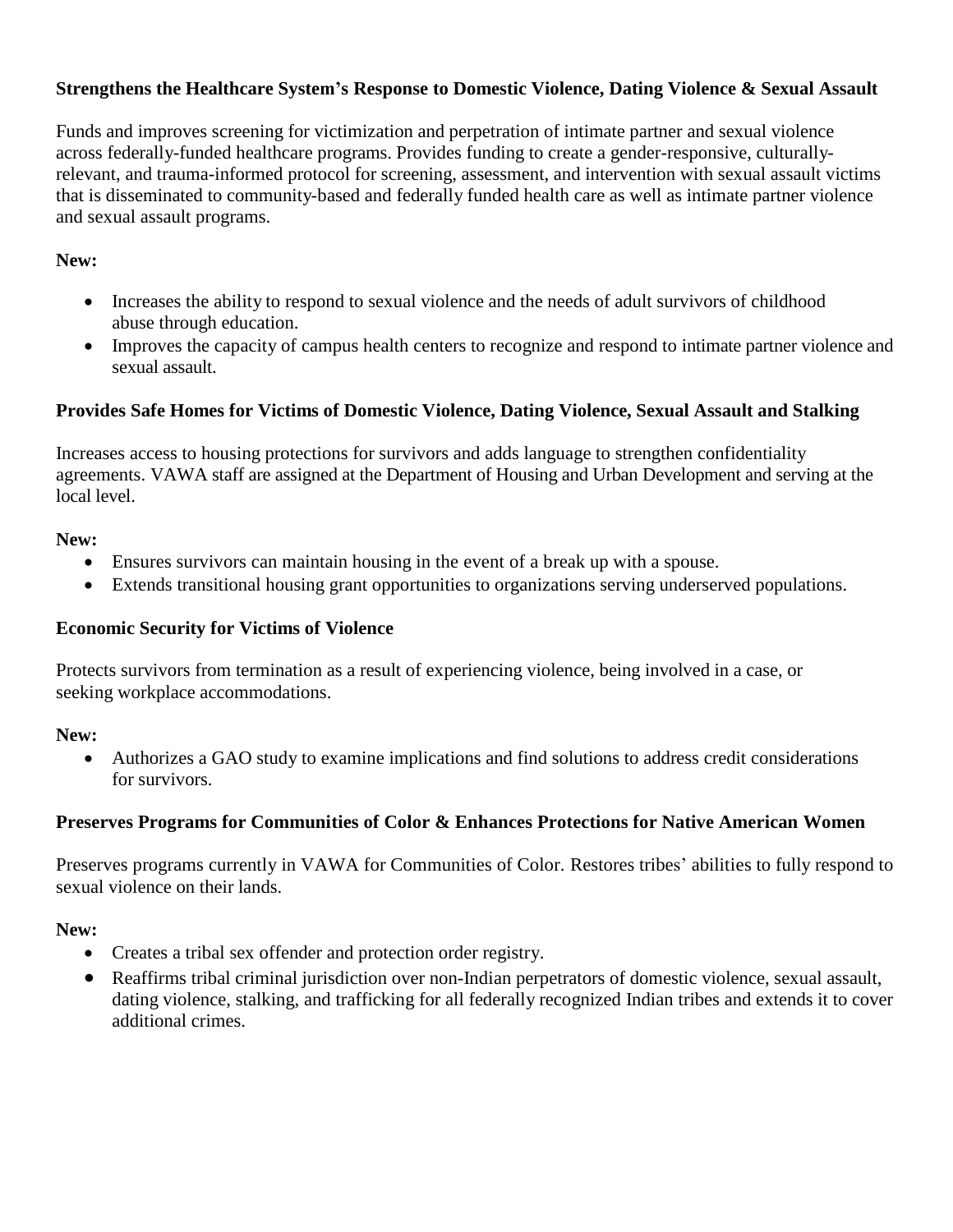**Strengthens the Healthcare System's Response to Domestic Violence, Dating Violence & Sexual Assault**

Funds and improves screening for victimization and perpetration of intimate partner and sexual violence across federally-funded healthcare programs. Provides funding to create a gender-responsive, culturally-relevant, and trauma-informed protocol for screening, assessment, and intervention with sexual assault victims that is disseminated to community-based and federally funded health care as well as intimate partner violence and sexual assault programs.

**New:**

- Increases the ability to respond to sexual violence and the needs of adult survivors of childhood abuse through education.
- Improves the capacity of campus health centers to recognize and respond to intimate partner violence and sexual assault.

**Provides Safe Homes for Victims of Domestic Violence, Dating Violence, Sexual Assault and Stalking**

Increases access to housing protections for survivors and adds language to strengthen confidentiality agreements. VAWA staff are assigned at the Department of Housing and Urban Development and serving at the local level.

**New:**

- Ensures survivors can maintain housing in the event of a break up with a spouse.
- Extends transitional housing grant opportunities to organizations serving underserved populations.

**Economic Security for Victims of Violence**

Protects survivors from termination as a result of experiencing violence, being involved in a case, or seeking workplace accommodations.

**New:**

- Authorizes a GAO study to examine implications and find solutions to address credit considerations for survivors.

**Preserves Programs for Communities of Color & Enhances Protections for Native American Women**

Preserves programs currently in VAWA for Communities of Color. Restores tribes' abilities to fully respond to sexual violence on their lands.

**New:**

- Creates a tribal sex offender and protection order registry.
- Reaffirms tribal criminal jurisdiction over non-Indian perpetrators of domestic violence, sexual assault, dating violence, stalking, and trafficking for all federally recognized Indian tribes and extends it to cover additional crimes.